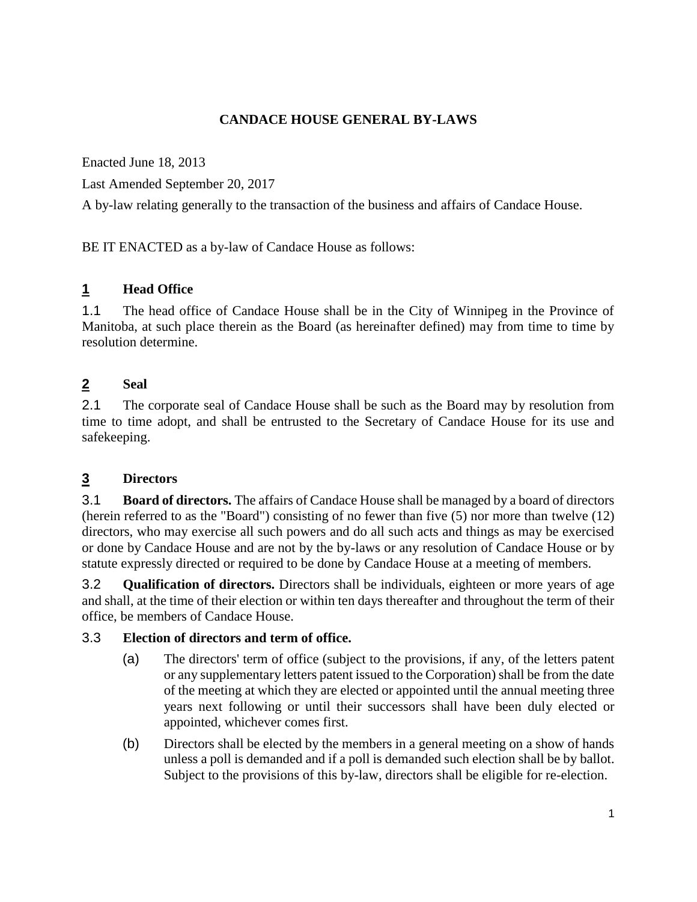# CANDACE HOUSE GENERAL BY-LAWS

Enacted June 18, 2013

Last Amended September 20, 2017

A by-law relating generally to the transaction of the business and affairs of Candace House.

BE IT ENACTED as a by-law of Candace House as follows:

## 1 Head Office

1.1 The head office of Candace House shall be in the City of Winnipeg in the Province of Manitoba, at such place therein as the Board (as hereinafter defined) may from time to time by resolution determine.

## 2 Seal

2.1 The corporate seal of Candace House shall be such as the Board may by resolution from time to time adopt, and shall be entrusted to the Secretary of Candace House for its use and safekeeping.

## 3 Directors

3.1 **Board of directors.** The affairs of Candace House shall be managed by a board of directors (herein referred to as the "Board") consisting of no fewer than five (5) nor more than twelve (12) directors, who may exercise all such powers and do all such acts and things as may be exercised or done by Candace House and are not by the by-laws or any resolution of Candace House or by statute expressly directed or required to be done by Candace House at a meeting of members.

3.2 **Qualification of directors.** Directors shall be individuals, eighteen or more years of age and shall, at the time of their election or within ten days thereafter and throughout the term of their office, be members of Candace House.

3.3 **Election of directors and term of office.**

(a) The directors' term of office (subject to the provisions, if any, of the letters patent or any supplementary letters patent issued to the Corporation) shall be from the date of the meeting at which they are elected or appointed until the annual meeting three years next following or until their successors shall have been duly elected or appointed, whichever comes first.

(b) Directors shall be elected by the members in a general meeting on a show of hands unless a poll is demanded and if a poll is demanded such election shall be by ballot. Subject to the provisions of this by-law, directors shall be eligible for re-election.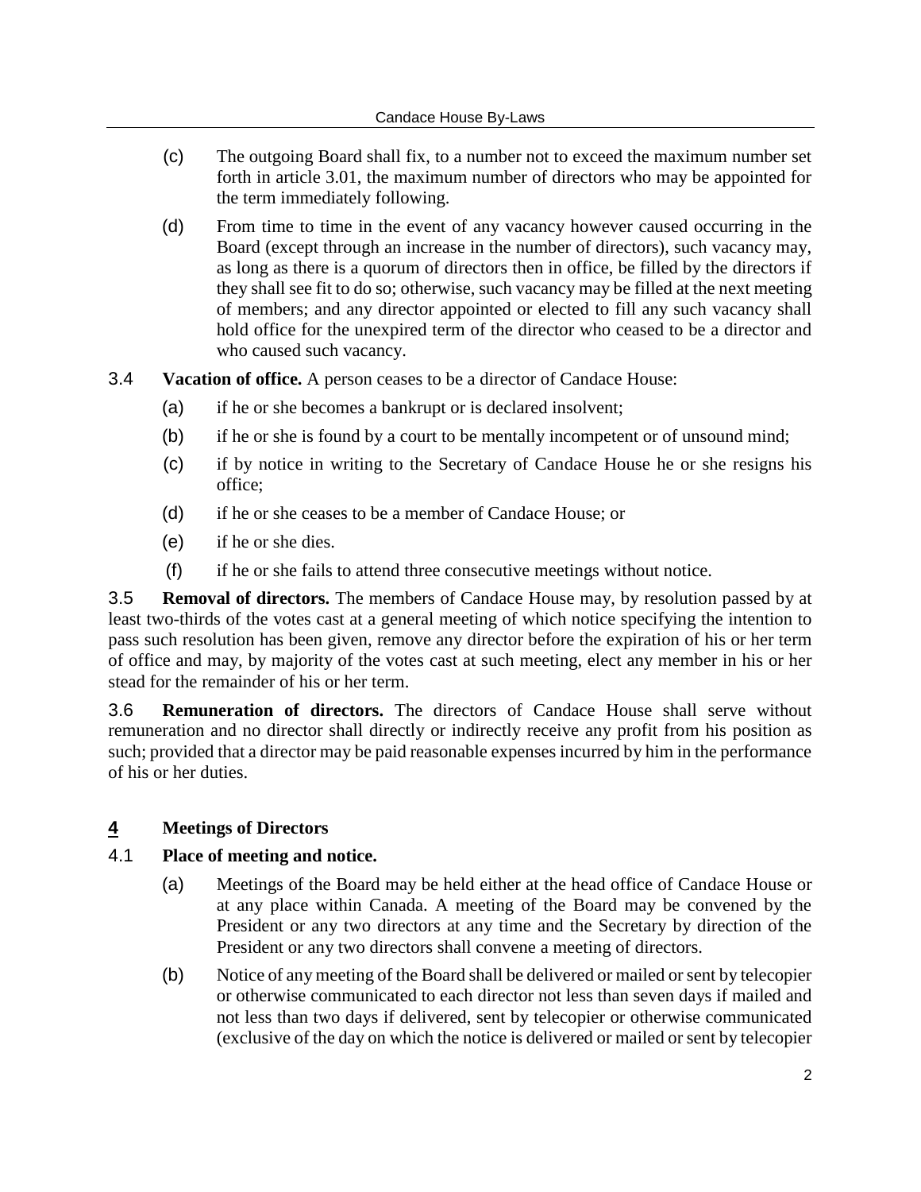(c) The outgoing Board shall fix, to a number not to exceed the maximum number set forth in article 3.01, the maximum number of directors who may be appointed for the term immediately following.

(d) From time to time in the event of any vacancy however caused occurring in the Board (except through an increase in the number of directors), such vacancy may, as long as there is a quorum of directors then in office, be filled by the directors if they shall see fit to do so; otherwise, such vacancy may be filled at the next meeting of members; and any director appointed or elected to fill any such vacancy shall hold office for the unexpired term of the director who ceased to be a director and who caused such vacancy.

3.4 **Vacation of office.** A person ceases to be a director of Candace House:

(a) if he or she becomes a bankrupt or is declared insolvent;

(b) if he or she is found by a court to be mentally incompetent or of unsound mind;

(c) if by notice in writing to the Secretary of Candace House he or she resigns his office;

(d) if he or she ceases to be a member of Candace House; or

(e) if he or she dies.

(f) if he or she fails to attend three consecutive meetings without notice.

3.5 **Removal of directors.** The members of Candace House may, by resolution passed by at least two-thirds of the votes cast at a general meeting of which notice specifying the intention to pass such resolution has been given, remove any director before the expiration of his or her term of office and may, by majority of the votes cast at such meeting, elect any member in his or her stead for the remainder of his or her term.

3.6 **Remuneration of directors.** The directors of Candace House shall serve without remuneration and no director shall directly or indirectly receive any profit from his position as such; provided that a director may be paid reasonable expenses incurred by him in the performance of his or her duties.

## 4 Meetings of Directors

### 4.1 Place of meeting and notice.

(a) Meetings of the Board may be held either at the head office of Candace House or at any place within Canada. A meeting of the Board may be convened by the President or any two directors at any time and the Secretary by direction of the President or any two directors shall convene a meeting of directors.

(b) Notice of any meeting of the Board shall be delivered or mailed or sent by telecopier or otherwise communicated to each director not less than seven days if mailed and not less than two days if delivered, sent by telecopier or otherwise communicated (exclusive of the day on which the notice is delivered or mailed or sent by telecopier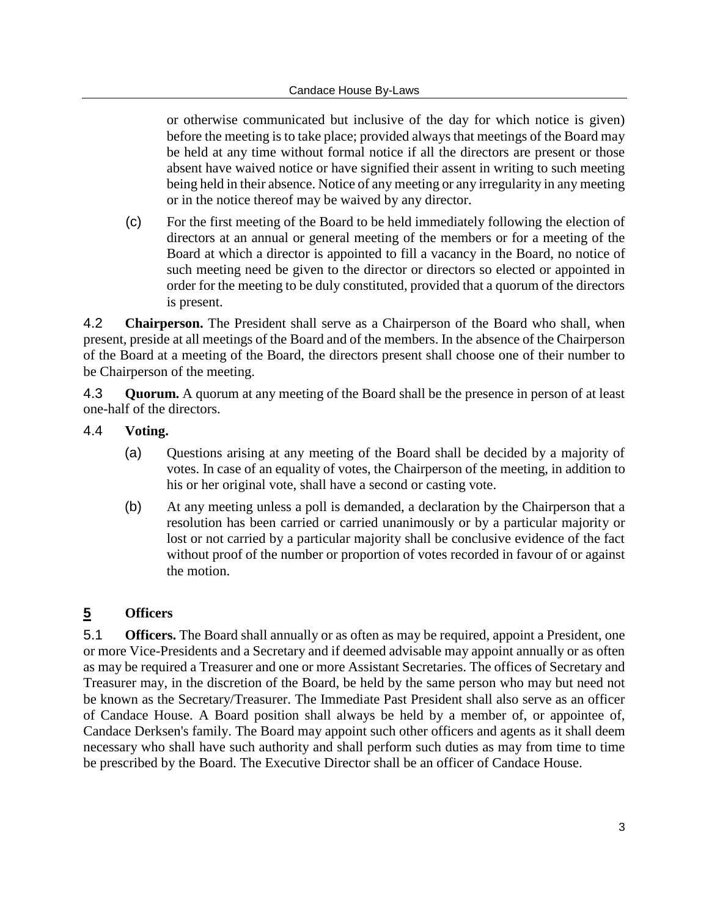or otherwise communicated but inclusive of the day for which notice is given) before the meeting is to take place; provided always that meetings of the Board may be held at any time without formal notice if all the directors are present or those absent have waived notice or have signified their assent in writing to such meeting being held in their absence. Notice of any meeting or any irregularity in any meeting or in the notice thereof may be waived by any director.

(c) For the first meeting of the Board to be held immediately following the election of directors at an annual or general meeting of the members or for a meeting of the Board at which a director is appointed to fill a vacancy in the Board, no notice of such meeting need be given to the director or directors so elected or appointed in order for the meeting to be duly constituted, provided that a quorum of the directors is present.

4.2 **Chairperson.** The President shall serve as a Chairperson of the Board who shall, when present, preside at all meetings of the Board and of the members. In the absence of the Chairperson of the Board at a meeting of the Board, the directors present shall choose one of their number to be Chairperson of the meeting.

4.3 **Quorum.** A quorum at any meeting of the Board shall be the presence in person of at least one-half of the directors.

4.4 **Voting.**

(a) Questions arising at any meeting of the Board shall be decided by a majority of votes. In case of an equality of votes, the Chairperson of the meeting, in addition to his or her original vote, shall have a second or casting vote.

(b) At any meeting unless a poll is demanded, a declaration by the Chairperson that a resolution has been carried or carried unanimously or by a particular majority or lost or not carried by a particular majority shall be conclusive evidence of the fact without proof of the number or proportion of votes recorded in favour of or against the motion.

## 5 Officers

5.1 **Officers.** The Board shall annually or as often as may be required, appoint a President, one or more Vice-Presidents and a Secretary and if deemed advisable may appoint annually or as often as may be required a Treasurer and one or more Assistant Secretaries. The offices of Secretary and Treasurer may, in the discretion of the Board, be held by the same person who may but need not be known as the Secretary/Treasurer. The Immediate Past President shall also serve as an officer of Candace House. A Board position shall always be held by a member of, or appointee of, Candace Derksen's family. The Board may appoint such other officers and agents as it shall deem necessary who shall have such authority and shall perform such duties as may from time to time be prescribed by the Board. The Executive Director shall be an officer of Candace House.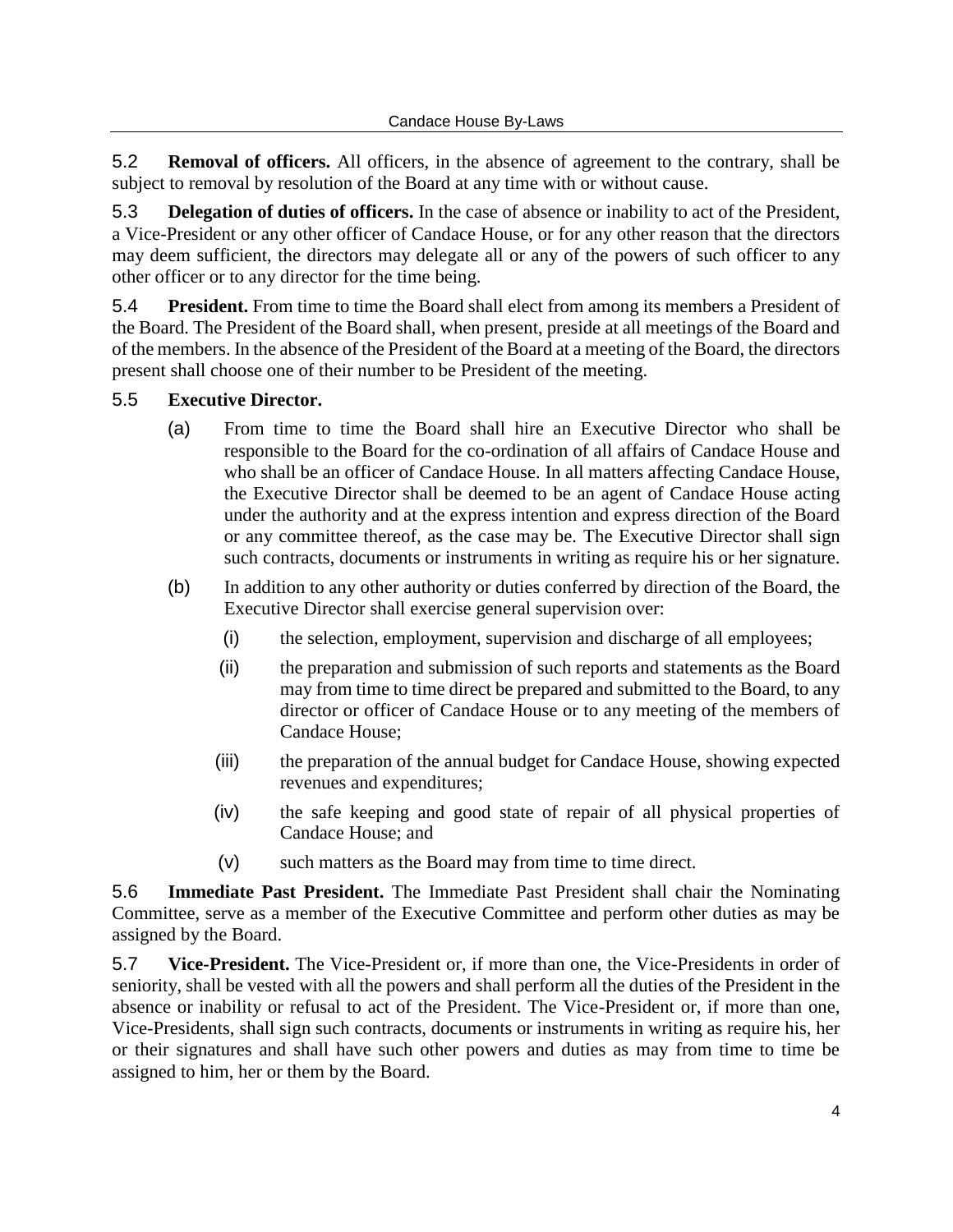5.2 **Removal of officers.** All officers, in the absence of agreement to the contrary, shall be subject to removal by resolution of the Board at any time with or without cause.

5.3 **Delegation of duties of officers.** In the case of absence or inability to act of the President, a Vice-President or any other officer of Candace House, or for any other reason that the directors may deem sufficient, the directors may delegate all or any of the powers of such officer to any other officer or to any director for the time being.

5.4 **President.** From time to time the Board shall elect from among its members a President of the Board. The President of the Board shall, when present, preside at all meetings of the Board and of the members. In the absence of the President of the Board at a meeting of the Board, the directors present shall choose one of their number to be President of the meeting.

5.5 **Executive Director.**

(a) From time to time the Board shall hire an Executive Director who shall be responsible to the Board for the co-ordination of all affairs of Candace House and who shall be an officer of Candace House. In all matters affecting Candace House, the Executive Director shall be deemed to be an agent of Candace House acting under the authority and at the express intention and express direction of the Board or any committee thereof, as the case may be. The Executive Director shall sign such contracts, documents or instruments in writing as require his or her signature.

(b) In addition to any other authority or duties conferred by direction of the Board, the Executive Director shall exercise general supervision over:

(i) the selection, employment, supervision and discharge of all employees;

(ii) the preparation and submission of such reports and statements as the Board may from time to time direct be prepared and submitted to the Board, to any director or officer of Candace House or to any meeting of the members of Candace House;

(iii) the preparation of the annual budget for Candace House, showing expected revenues and expenditures;

(iv) the safe keeping and good state of repair of all physical properties of Candace House; and

(v) such matters as the Board may from time to time direct.

5.6 **Immediate Past President.** The Immediate Past President shall chair the Nominating Committee, serve as a member of the Executive Committee and perform other duties as may be assigned by the Board.

5.7 **Vice-President.** The Vice-President or, if more than one, the Vice-Presidents in order of seniority, shall be vested with all the powers and shall perform all the duties of the President in the absence or inability or refusal to act of the President. The Vice-President or, if more than one, Vice-Presidents, shall sign such contracts, documents or instruments in writing as require his, her or their signatures and shall have such other powers and duties as may from time to time be assigned to him, her or them by the Board.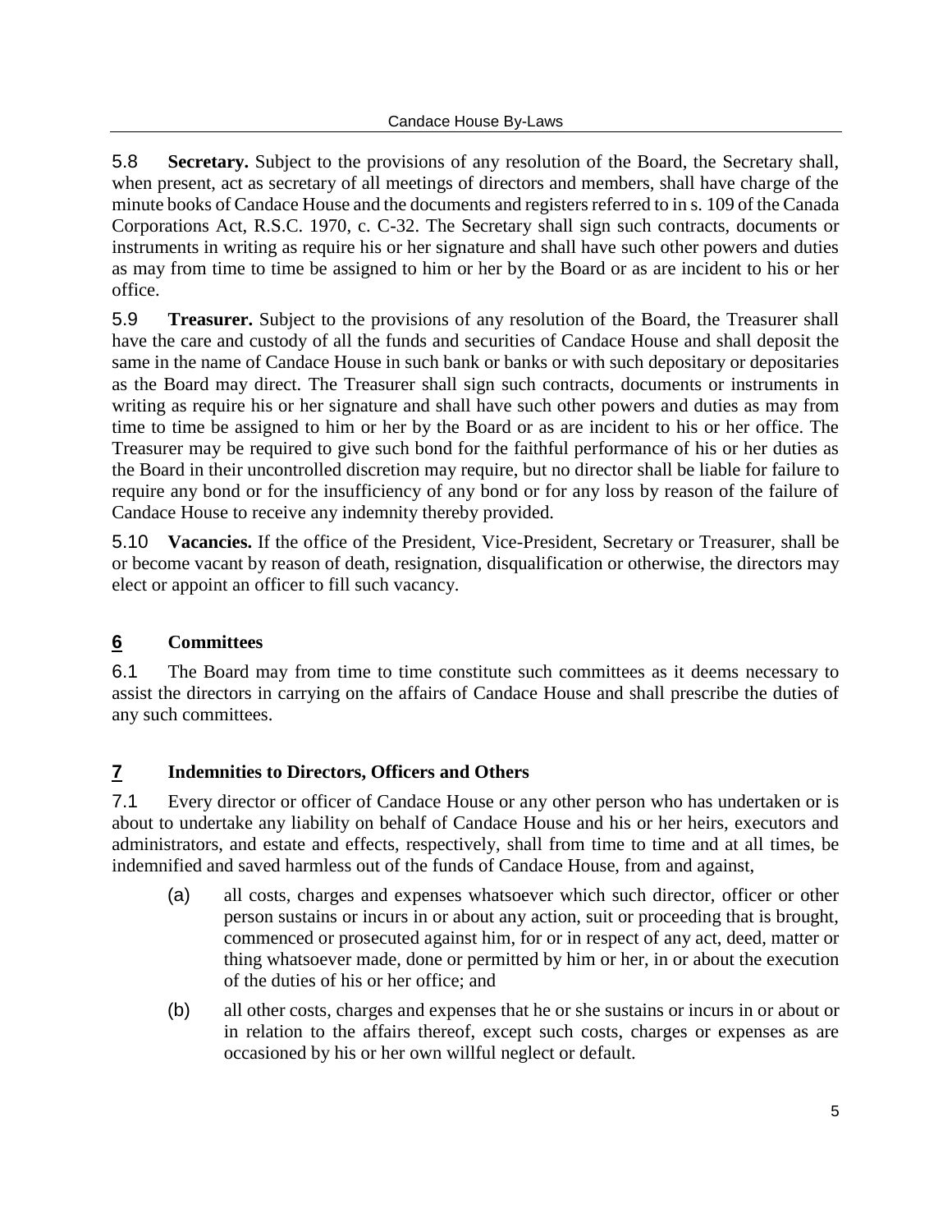5.8 **Secretary.** Subject to the provisions of any resolution of the Board, the Secretary shall, when present, act as secretary of all meetings of directors and members, shall have charge of the minute books of Candace House and the documents and registers referred to in s. 109 of the Canada Corporations Act, R.S.C. 1970, c. C-32. The Secretary shall sign such contracts, documents or instruments in writing as require his or her signature and shall have such other powers and duties as may from time to time be assigned to him or her by the Board or as are incident to his or her office.

5.9 **Treasurer.** Subject to the provisions of any resolution of the Board, the Treasurer shall have the care and custody of all the funds and securities of Candace House and shall deposit the same in the name of Candace House in such bank or banks or with such depositary or depositaries as the Board may direct. The Treasurer shall sign such contracts, documents or instruments in writing as require his or her signature and shall have such other powers and duties as may from time to time be assigned to him or her by the Board or as are incident to his or her office. The Treasurer may be required to give such bond for the faithful performance of his or her duties as the Board in their uncontrolled discretion may require, but no director shall be liable for failure to require any bond or for the insufficiency of any bond or for any loss by reason of the failure of Candace House to receive any indemnity thereby provided.

5.10 **Vacancies.** If the office of the President, Vice-President, Secretary or Treasurer, shall be or become vacant by reason of death, resignation, disqualification or otherwise, the directors may elect or appoint an officer to fill such vacancy.

## 6 Committees

6.1 The Board may from time to time constitute such committees as it deems necessary to assist the directors in carrying on the affairs of Candace House and shall prescribe the duties of any such committees.

## 7 Indemnities to Directors, Officers and Others

7.1 Every director or officer of Candace House or any other person who has undertaken or is about to undertake any liability on behalf of Candace House and his or her heirs, executors and administrators, and estate and effects, respectively, shall from time to time and at all times, be indemnified and saved harmless out of the funds of Candace House, from and against,

(a) all costs, charges and expenses whatsoever which such director, officer or other person sustains or incurs in or about any action, suit or proceeding that is brought, commenced or prosecuted against him, for or in respect of any act, deed, matter or thing whatsoever made, done or permitted by him or her, in or about the execution of the duties of his or her office; and

(b) all other costs, charges and expenses that he or she sustains or incurs in or about or in relation to the affairs thereof, except such costs, charges or expenses as are occasioned by his or her own willful neglect or default.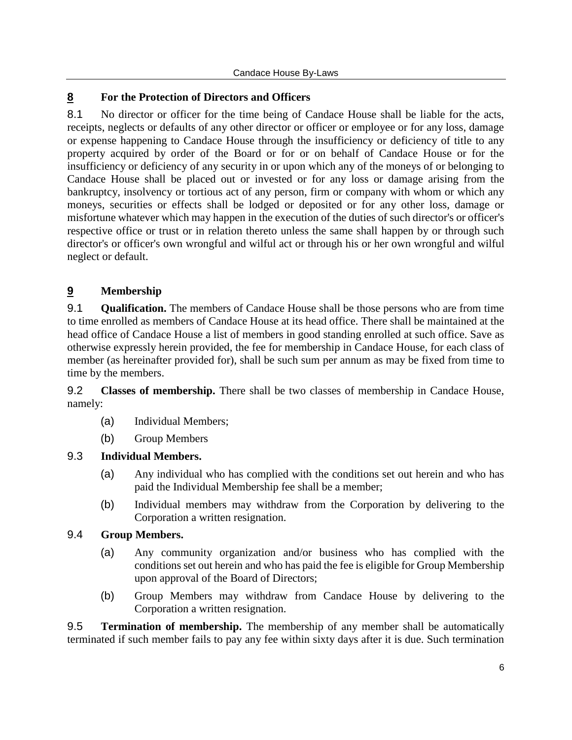## 8 For the Protection of Directors and Officers

8.1 No director or officer for the time being of Candace House shall be liable for the acts, receipts, neglects or defaults of any other director or officer or employee or for any loss, damage or expense happening to Candace House through the insufficiency or deficiency of title to any property acquired by order of the Board or for or on behalf of Candace House or for the insufficiency or deficiency of any security in or upon which any of the moneys of or belonging to Candace House shall be placed out or invested or for any loss or damage arising from the bankruptcy, insolvency or tortious act of any person, firm or company with whom or which any moneys, securities or effects shall be lodged or deposited or for any other loss, damage or misfortune whatever which may happen in the execution of the duties of such director's or officer's respective office or trust or in relation thereto unless the same shall happen by or through such director's or officer's own wrongful and wilful act or through his or her own wrongful and wilful neglect or default.

## 9 Membership

9.1 **Qualification.** The members of Candace House shall be those persons who are from time to time enrolled as members of Candace House at its head office. There shall be maintained at the head office of Candace House a list of members in good standing enrolled at such office. Save as otherwise expressly herein provided, the fee for membership in Candace House, for each class of member (as hereinafter provided for), shall be such sum per annum as may be fixed from time to time by the members.

9.2 **Classes of membership.** There shall be two classes of membership in Candace House, namely:

- (a) Individual Members;
- (b) Group Members

9.3 **Individual Members.**

- (a) Any individual who has complied with the conditions set out herein and who has paid the Individual Membership fee shall be a member;
- (b) Individual members may withdraw from the Corporation by delivering to the Corporation a written resignation.

9.4 **Group Members.**

- (a) Any community organization and/or business who has complied with the conditions set out herein and who has paid the fee is eligible for Group Membership upon approval of the Board of Directors;
- (b) Group Members may withdraw from Candace House by delivering to the Corporation a written resignation.

9.5 **Termination of membership.** The membership of any member shall be automatically terminated if such member fails to pay any fee within sixty days after it is due. Such termination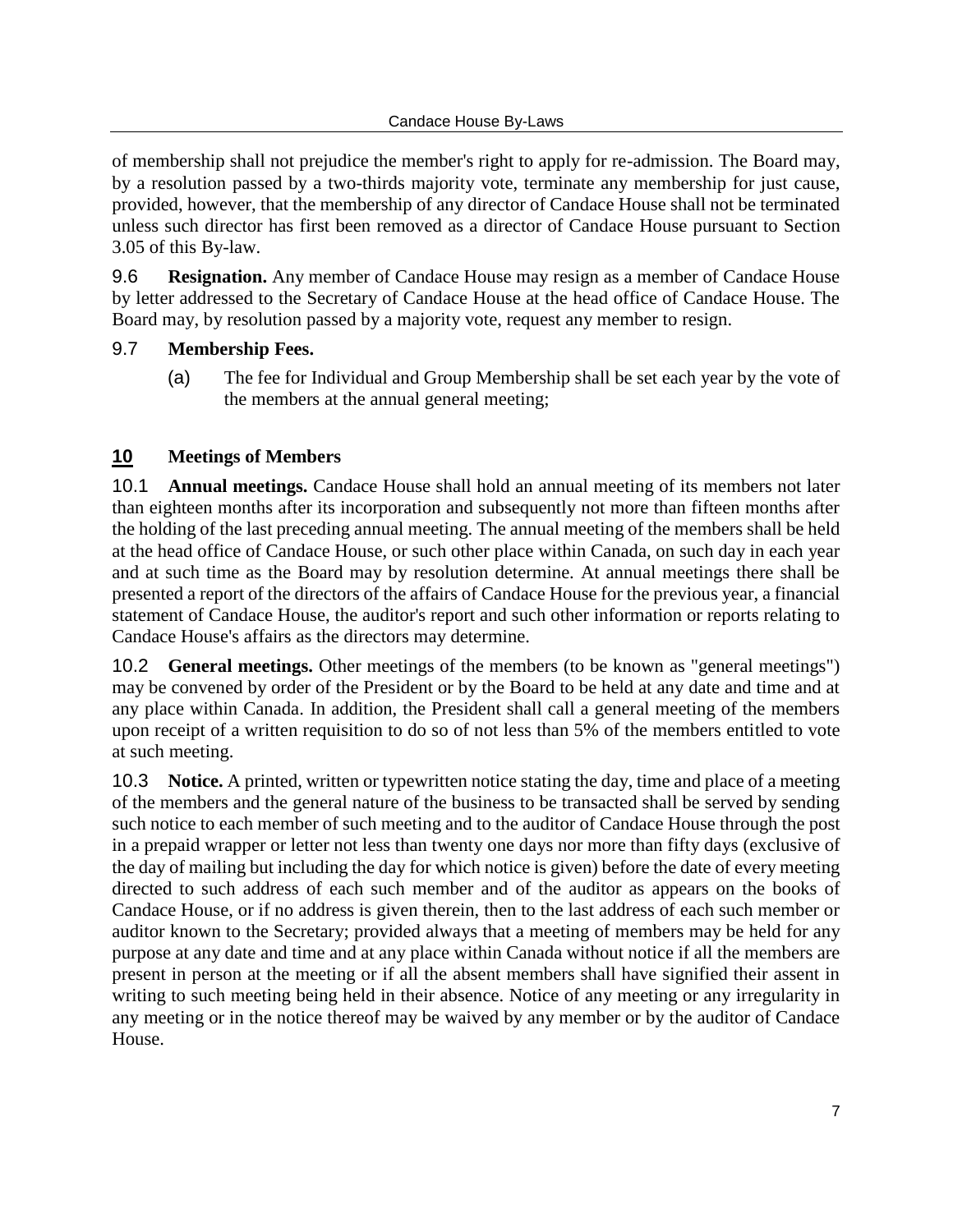of membership shall not prejudice the member's right to apply for re-admission. The Board may, by a resolution passed by a two-thirds majority vote, terminate any membership for just cause, provided, however, that the membership of any director of Candace House shall not be terminated unless such director has first been removed as a director of Candace House pursuant to Section 3.05 of this By-law.

9.6 **Resignation.** Any member of Candace House may resign as a member of Candace House by letter addressed to the Secretary of Candace House at the head office of Candace House. The Board may, by resolution passed by a majority vote, request any member to resign.

9.7 **Membership Fees.**

(a) The fee for Individual and Group Membership shall be set each year by the vote of the members at the annual general meeting;

## 10 Meetings of Members

10.1 **Annual meetings.** Candace House shall hold an annual meeting of its members not later than eighteen months after its incorporation and subsequently not more than fifteen months after the holding of the last preceding annual meeting. The annual meeting of the members shall be held at the head office of Candace House, or such other place within Canada, on such day in each year and at such time as the Board may by resolution determine. At annual meetings there shall be presented a report of the directors of the affairs of Candace House for the previous year, a financial statement of Candace House, the auditor's report and such other information or reports relating to Candace House's affairs as the directors may determine.

10.2 **General meetings.** Other meetings of the members (to be known as "general meetings") may be convened by order of the President or by the Board to be held at any date and time and at any place within Canada. In addition, the President shall call a general meeting of the members upon receipt of a written requisition to do so of not less than 5% of the members entitled to vote at such meeting.

10.3 **Notice.** A printed, written or typewritten notice stating the day, time and place of a meeting of the members and the general nature of the business to be transacted shall be served by sending such notice to each member of such meeting and to the auditor of Candace House through the post in a prepaid wrapper or letter not less than twenty one days nor more than fifty days (exclusive of the day of mailing but including the day for which notice is given) before the date of every meeting directed to such address of each such member and of the auditor as appears on the books of Candace House, or if no address is given therein, then to the last address of each such member or auditor known to the Secretary; provided always that a meeting of members may be held for any purpose at any date and time and at any place within Canada without notice if all the members are present in person at the meeting or if all the absent members shall have signified their assent in writing to such meeting being held in their absence. Notice of any meeting or any irregularity in any meeting or in the notice thereof may be waived by any member or by the auditor of Candace House.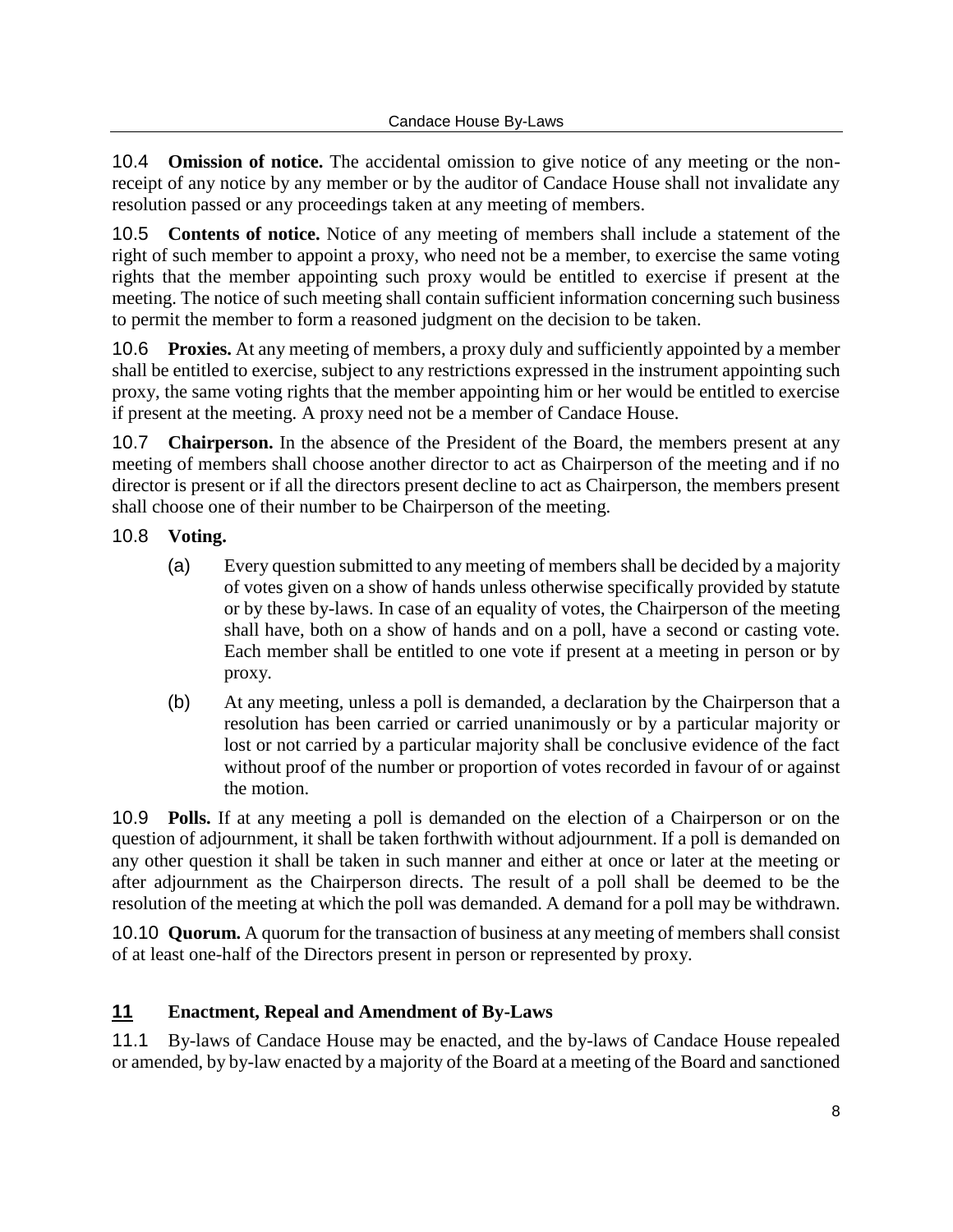10.4 **Omission of notice.** The accidental omission to give notice of any meeting or the non-receipt of any notice by any member or by the auditor of Candace House shall not invalidate any resolution passed or any proceedings taken at any meeting of members.

10.5 **Contents of notice.** Notice of any meeting of members shall include a statement of the right of such member to appoint a proxy, who need not be a member, to exercise the same voting rights that the member appointing such proxy would be entitled to exercise if present at the meeting. The notice of such meeting shall contain sufficient information concerning such business to permit the member to form a reasoned judgment on the decision to be taken.

10.6 **Proxies.** At any meeting of members, a proxy duly and sufficiently appointed by a member shall be entitled to exercise, subject to any restrictions expressed in the instrument appointing such proxy, the same voting rights that the member appointing him or her would be entitled to exercise if present at the meeting. A proxy need not be a member of Candace House.

10.7 **Chairperson.** In the absence of the President of the Board, the members present at any meeting of members shall choose another director to act as Chairperson of the meeting and if no director is present or if all the directors present decline to act as Chairperson, the members present shall choose one of their number to be Chairperson of the meeting.

10.8 **Voting.**

(a) Every question submitted to any meeting of members shall be decided by a majority of votes given on a show of hands unless otherwise specifically provided by statute or by these by-laws. In case of an equality of votes, the Chairperson of the meeting shall have, both on a show of hands and on a poll, have a second or casting vote. Each member shall be entitled to one vote if present at a meeting in person or by proxy.

(b) At any meeting, unless a poll is demanded, a declaration by the Chairperson that a resolution has been carried or carried unanimously or by a particular majority or lost or not carried by a particular majority shall be conclusive evidence of the fact without proof of the number or proportion of votes recorded in favour of or against the motion.

10.9 **Polls.** If at any meeting a poll is demanded on the election of a Chairperson or on the question of adjournment, it shall be taken forthwith without adjournment. If a poll is demanded on any other question it shall be taken in such manner and either at once or later at the meeting or after adjournment as the Chairperson directs. The result of a poll shall be deemed to be the resolution of the meeting at which the poll was demanded. A demand for a poll may be withdrawn.

10.10 **Quorum.** A quorum for the transaction of business at any meeting of members shall consist of at least one-half of the Directors present in person or represented by proxy.

## 11 Enactment, Repeal and Amendment of By-Laws

11.1 By-laws of Candace House may be enacted, and the by-laws of Candace House repealed or amended, by by-law enacted by a majority of the Board at a meeting of the Board and sanctioned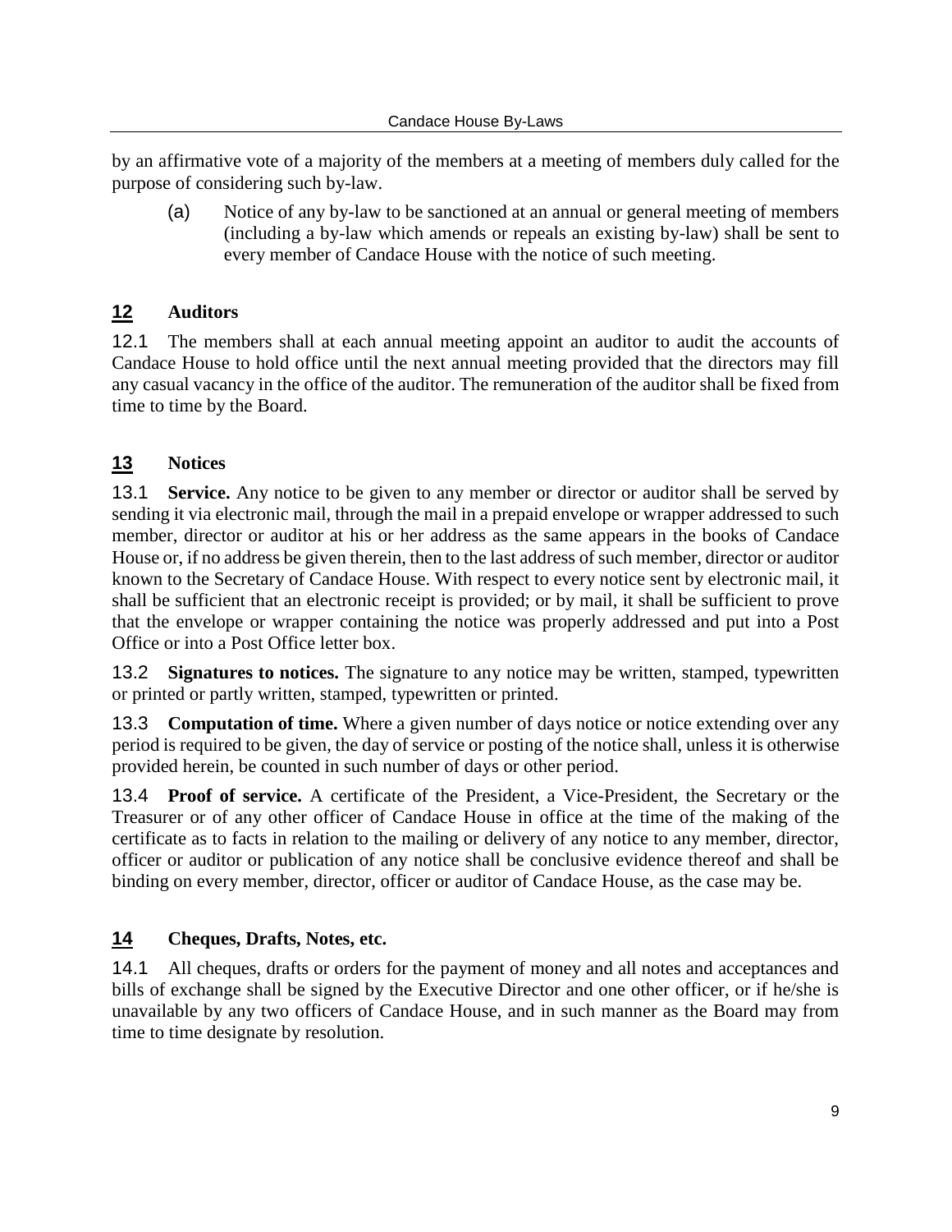by an affirmative vote of a majority of the members at a meeting of members duly called for the purpose of considering such by-law.

(a) Notice of any by-law to be sanctioned at an annual or general meeting of members (including a by-law which amends or repeals an existing by-law) shall be sent to every member of Candace House with the notice of such meeting.

## 12 Auditors

12.1 The members shall at each annual meeting appoint an auditor to audit the accounts of Candace House to hold office until the next annual meeting provided that the directors may fill any casual vacancy in the office of the auditor. The remuneration of the auditor shall be fixed from time to time by the Board.

## 13 Notices

13.1 **Service.** Any notice to be given to any member or director or auditor shall be served by sending it via electronic mail, through the mail in a prepaid envelope or wrapper addressed to such member, director or auditor at his or her address as the same appears in the books of Candace House or, if no address be given therein, then to the last address of such member, director or auditor known to the Secretary of Candace House. With respect to every notice sent by electronic mail, it shall be sufficient that an electronic receipt is provided; or by mail, it shall be sufficient to prove that the envelope or wrapper containing the notice was properly addressed and put into a Post Office or into a Post Office letter box.

13.2 **Signatures to notices.** The signature to any notice may be written, stamped, typewritten or printed or partly written, stamped, typewritten or printed.

13.3 **Computation of time.** Where a given number of days notice or notice extending over any period is required to be given, the day of service or posting of the notice shall, unless it is otherwise provided herein, be counted in such number of days or other period.

13.4 **Proof of service.** A certificate of the President, a Vice-President, the Secretary or the Treasurer or of any other officer of Candace House in office at the time of the making of the certificate as to facts in relation to the mailing or delivery of any notice to any member, director, officer or auditor or publication of any notice shall be conclusive evidence thereof and shall be binding on every member, director, officer or auditor of Candace House, as the case may be.

## 14 Cheques, Drafts, Notes, etc.

14.1 All cheques, drafts or orders for the payment of money and all notes and acceptances and bills of exchange shall be signed by the Executive Director and one other officer, or if he/she is unavailable by any two officers of Candace House, and in such manner as the Board may from time to time designate by resolution.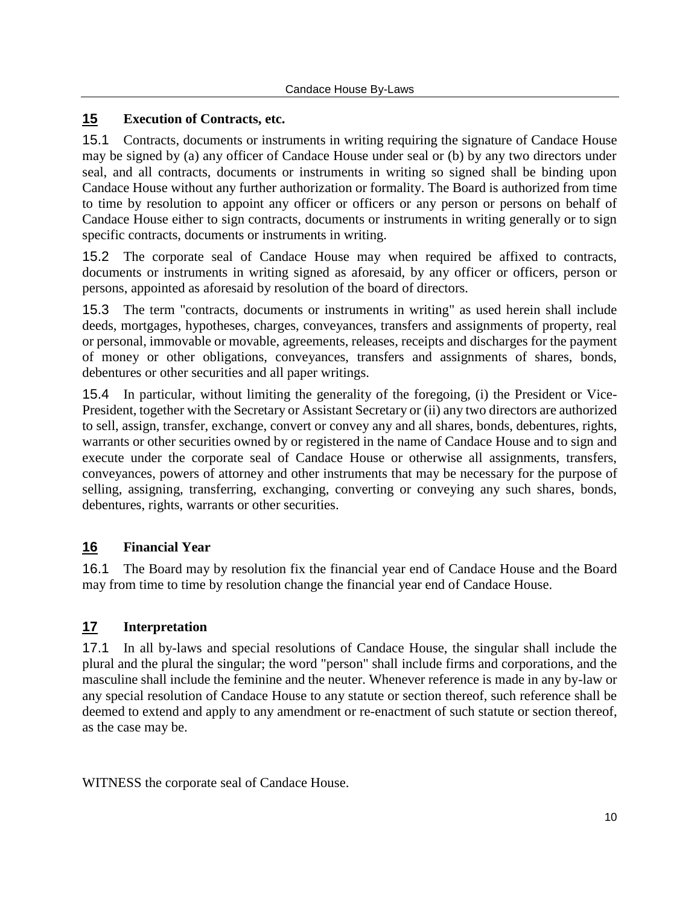## 15 Execution of Contracts, etc.

15.1 Contracts, documents or instruments in writing requiring the signature of Candace House may be signed by (a) any officer of Candace House under seal or (b) by any two directors under seal, and all contracts, documents or instruments in writing so signed shall be binding upon Candace House without any further authorization or formality. The Board is authorized from time to time by resolution to appoint any officer or officers or any person or persons on behalf of Candace House either to sign contracts, documents or instruments in writing generally or to sign specific contracts, documents or instruments in writing.

15.2 The corporate seal of Candace House may when required be affixed to contracts, documents or instruments in writing signed as aforesaid, by any officer or officers, person or persons, appointed as aforesaid by resolution of the board of directors.

15.3 The term "contracts, documents or instruments in writing" as used herein shall include deeds, mortgages, hypotheses, charges, conveyances, transfers and assignments of property, real or personal, immovable or movable, agreements, releases, receipts and discharges for the payment of money or other obligations, conveyances, transfers and assignments of shares, bonds, debentures or other securities and all paper writings.

15.4 In particular, without limiting the generality of the foregoing, (i) the President or Vice-President, together with the Secretary or Assistant Secretary or (ii) any two directors are authorized to sell, assign, transfer, exchange, convert or convey any and all shares, bonds, debentures, rights, warrants or other securities owned by or registered in the name of Candace House and to sign and execute under the corporate seal of Candace House or otherwise all assignments, transfers, conveyances, powers of attorney and other instruments that may be necessary for the purpose of selling, assigning, transferring, exchanging, converting or conveying any such shares, bonds, debentures, rights, warrants or other securities.

## 16 Financial Year

16.1 The Board may by resolution fix the financial year end of Candace House and the Board may from time to time by resolution change the financial year end of Candace House.

## 17 Interpretation

17.1 In all by-laws and special resolutions of Candace House, the singular shall include the plural and the plural the singular; the word "person" shall include firms and corporations, and the masculine shall include the feminine and the neuter. Whenever reference is made in any by-law or any special resolution of Candace House to any statute or section thereof, such reference shall be deemed to extend and apply to any amendment or re-enactment of such statute or section thereof, as the case may be.

WITNESS the corporate seal of Candace House.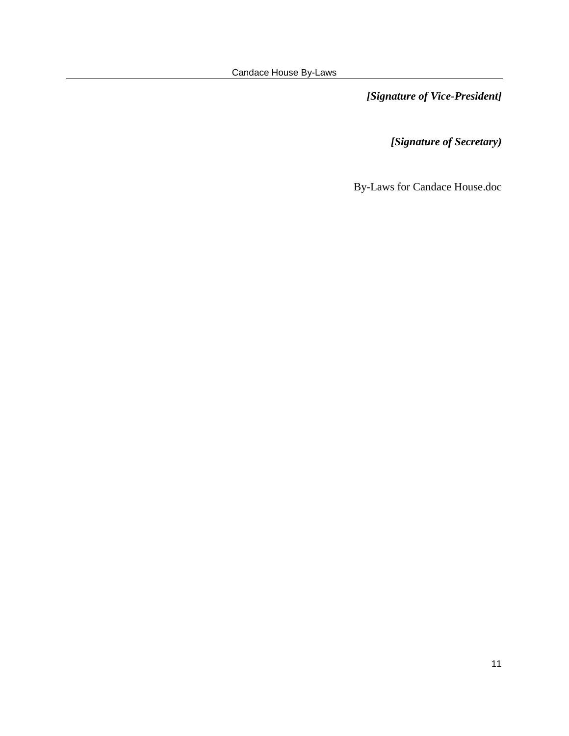***[Signature of Vice-President]***

***[Signature of Secretary)***

By-Laws for Candace House.doc